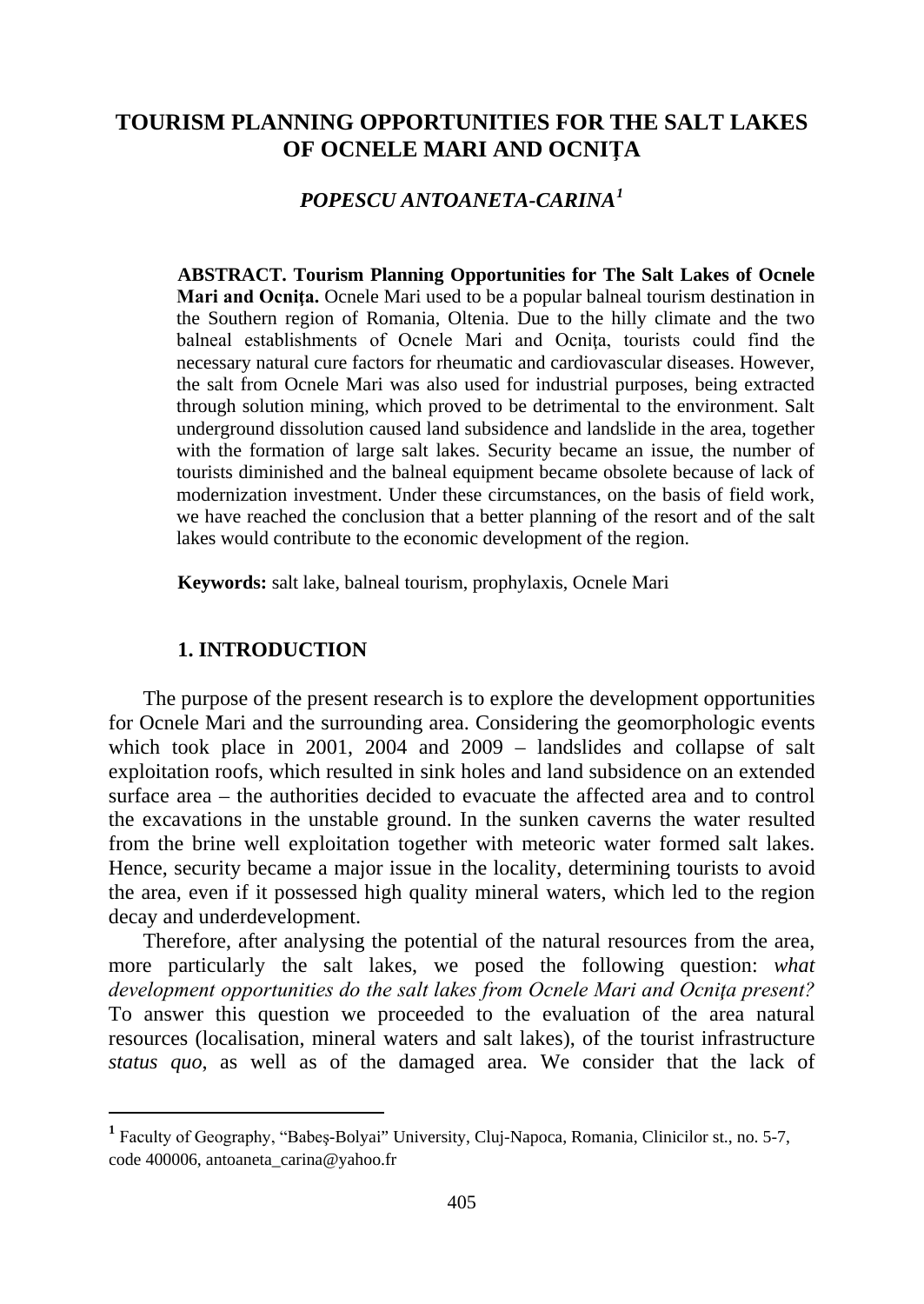# TOURISM PLANNING OPPORTUNITIES FOR THE SALT LAKES OF OCNELE MARI AND OCNIŢA

***POPESCU ANTOANETA-CARINA*[1]**

**ABSTRACT. Tourism Planning Opportunities for The Salt Lakes of Ocnele Mari and Ocniţa.** Ocnele Mari used to be a popular balneal tourism destination in the Southern region of Romania, Oltenia. Due to the hilly climate and the two balneal establishments of Ocnele Mari and Ocniţa, tourists could find the necessary natural cure factors for rheumatic and cardiovascular diseases. However, the salt from Ocnele Mari was also used for industrial purposes, being extracted through solution mining, which proved to be detrimental to the environment. Salt underground dissolution caused land subsidence and landslide in the area, together with the formation of large salt lakes. Security became an issue, the number of tourists diminished and the balneal equipment became obsolete because of lack of modernization investment. Under these circumstances, on the basis of field work, we have reached the conclusion that a better planning of the resort and of the salt lakes would contribute to the economic development of the region.

**Keywords:** salt lake, balneal tourism, prophylaxis, Ocnele Mari

## 1. INTRODUCTION

The purpose of the present research is to explore the development opportunities for Ocnele Mari and the surrounding area. Considering the geomorphologic events which took place in 2001, 2004 and 2009 – landslides and collapse of salt exploitation roofs, which resulted in sink holes and land subsidence on an extended surface area – the authorities decided to evacuate the affected area and to control the excavations in the unstable ground. In the sunken caverns the water resulted from the brine well exploitation together with meteoric water formed salt lakes. Hence, security became a major issue in the locality, determining tourists to avoid the area, even if it possessed high quality mineral waters, which led to the region decay and underdevelopment.

Therefore, after analysing the potential of the natural resources from the area, more particularly the salt lakes, we posed the following question: *what development opportunities do the salt lakes from Ocnele Mari and Ocniţa present?* To answer this question we proceeded to the evaluation of the area natural resources (localisation, mineral waters and salt lakes), of the tourist infrastructure *status quo*, as well as of the damaged area. We consider that the lack of

[1] Faculty of Geography, "Babeş-Bolyai" University, Cluj-Napoca, Romania, Clinicilor st., no. 5-7, code 400006, antoaneta_carina@yahoo.fr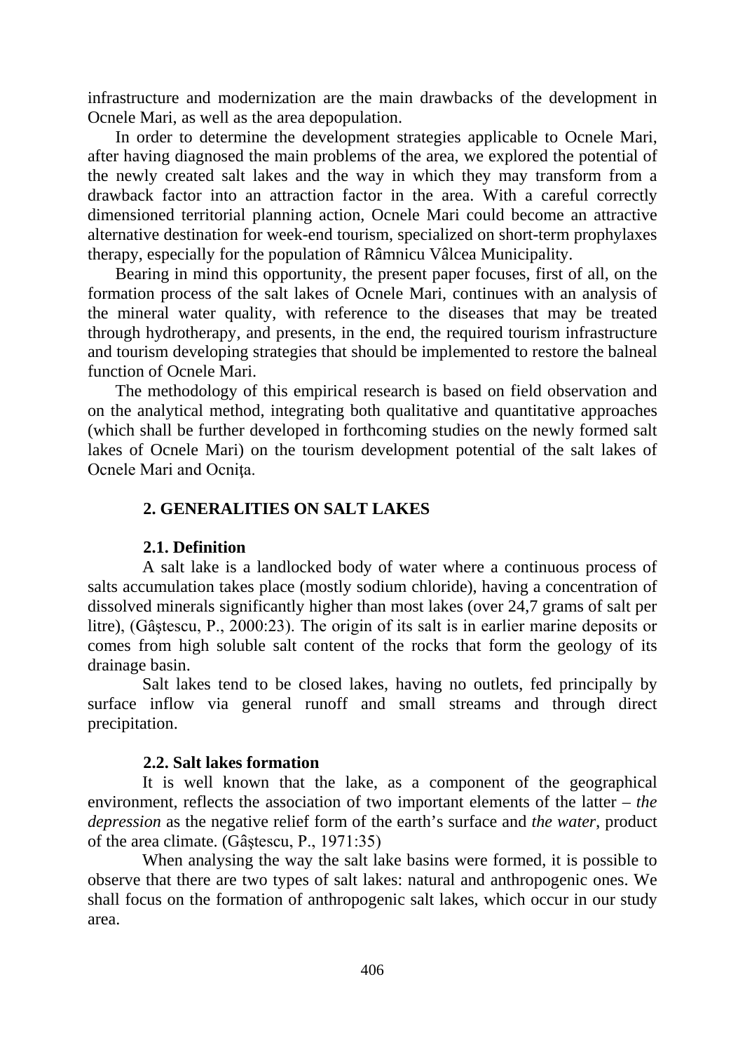infrastructure and modernization are the main drawbacks of the development in Ocnele Mari, as well as the area depopulation.

In order to determine the development strategies applicable to Ocnele Mari, after having diagnosed the main problems of the area, we explored the potential of the newly created salt lakes and the way in which they may transform from a drawback factor into an attraction factor in the area. With a careful correctly dimensioned territorial planning action, Ocnele Mari could become an attractive alternative destination for week-end tourism, specialized on short-term prophylaxes therapy, especially for the population of Râmnicu Vâlcea Municipality.

Bearing in mind this opportunity, the present paper focuses, first of all, on the formation process of the salt lakes of Ocnele Mari, continues with an analysis of the mineral water quality, with reference to the diseases that may be treated through hydrotherapy, and presents, in the end, the required tourism infrastructure and tourism developing strategies that should be implemented to restore the balneal function of Ocnele Mari.

The methodology of this empirical research is based on field observation and on the analytical method, integrating both qualitative and quantitative approaches (which shall be further developed in forthcoming studies on the newly formed salt lakes of Ocnele Mari) on the tourism development potential of the salt lakes of Ocnele Mari and Ocniţa.

## 2. GENERALITIES ON SALT LAKES

### 2.1. Definition

A salt lake is a landlocked body of water where a continuous process of salts accumulation takes place (mostly sodium chloride), having a concentration of dissolved minerals significantly higher than most lakes (over 24,7 grams of salt per litre), (Gâştescu, P., 2000:23). The origin of its salt is in earlier marine deposits or comes from high soluble salt content of the rocks that form the geology of its drainage basin.

Salt lakes tend to be closed lakes, having no outlets, fed principally by surface inflow via general runoff and small streams and through direct precipitation.

### 2.2. Salt lakes formation

It is well known that the lake, as a component of the geographical environment, reflects the association of two important elements of the latter – *the depression* as the negative relief form of the earth's surface and *the water*, product of the area climate. (Gâştescu, P., 1971:35)

When analysing the way the salt lake basins were formed, it is possible to observe that there are two types of salt lakes: natural and anthropogenic ones. We shall focus on the formation of anthropogenic salt lakes, which occur in our study area.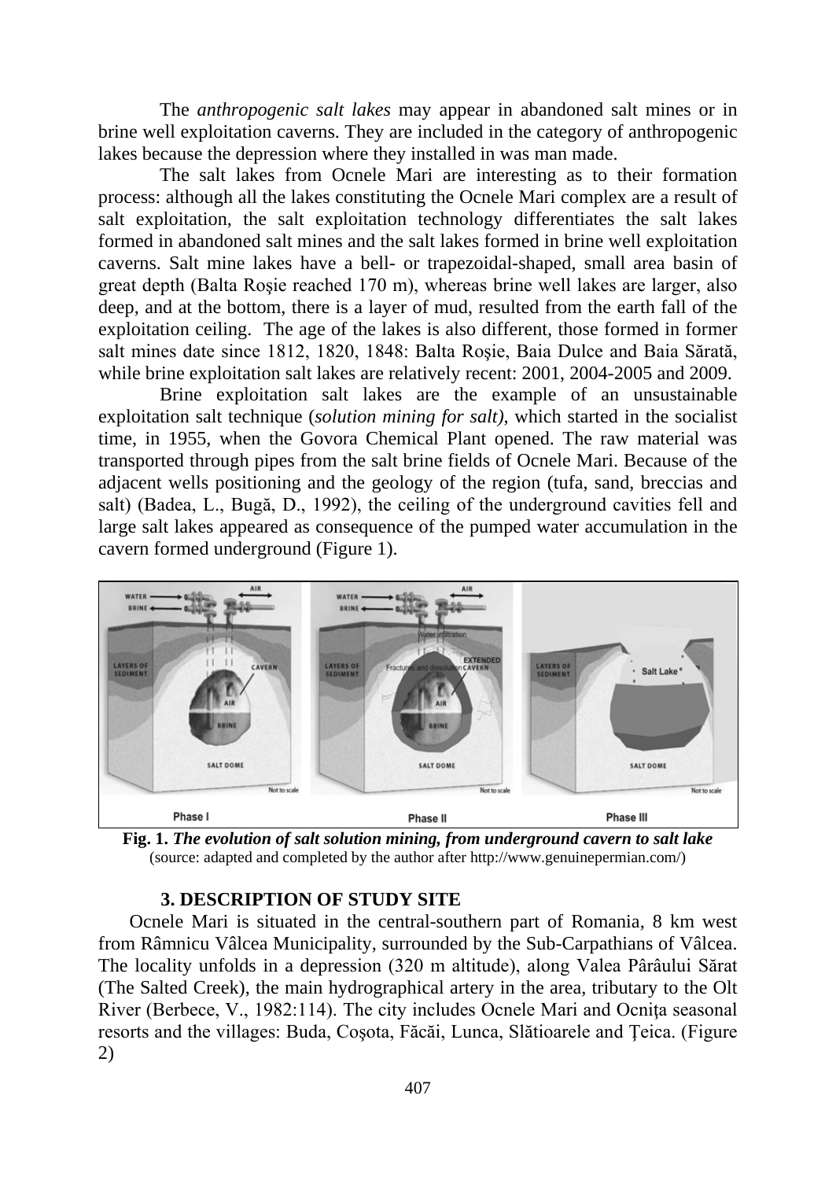The *anthropogenic salt lakes* may appear in abandoned salt mines or in brine well exploitation caverns. They are included in the category of anthropogenic lakes because the depression where they installed in was man made.

The salt lakes from Ocnele Mari are interesting as to their formation process: although all the lakes constituting the Ocnele Mari complex are a result of salt exploitation, the salt exploitation technology differentiates the salt lakes formed in abandoned salt mines and the salt lakes formed in brine well exploitation caverns. Salt mine lakes have a bell- or trapezoidal-shaped, small area basin of great depth (Balta Roşie reached 170 m), whereas brine well lakes are larger, also deep, and at the bottom, there is a layer of mud, resulted from the earth fall of the exploitation ceiling. The age of the lakes is also different, those formed in former salt mines date since 1812, 1820, 1848: Balta Roşie, Baia Dulce and Baia Sărată, while brine exploitation salt lakes are relatively recent: 2001, 2004-2005 and 2009.

Brine exploitation salt lakes are the example of an unsustainable exploitation salt technique (*solution mining for salt),* which started in the socialist time, in 1955, when the Govora Chemical Plant opened. The raw material was transported through pipes from the salt brine fields of Ocnele Mari. Because of the adjacent wells positioning and the geology of the region (tufa, sand, breccias and salt) (Badea, L., Bugă, D., 1992), the ceiling of the underground cavities fell and large salt lakes appeared as consequence of the pumped water accumulation in the cavern formed underground (Figure 1).

**Fig. 1.** ***The evolution of salt solution mining, from underground cavern to salt lake***
(source: adapted and completed by the author after http://www.genuinepermian.com/)

### 3. DESCRIPTION OF STUDY SITE

Ocnele Mari is situated in the central-southern part of Romania, 8 km west from Râmnicu Vâlcea Municipality, surrounded by the Sub-Carpathians of Vâlcea. The locality unfolds in a depression (320 m altitude), along Valea Pârâului Sărat (The Salted Creek), the main hydrographical artery in the area, tributary to the Olt River (Berbece, V., 1982:114). The city includes Ocnele Mari and Ocniţa seasonal resorts and the villages: Buda, Coşota, Făcăi, Lunca, Slătioarele and Ţeica. (Figure 2)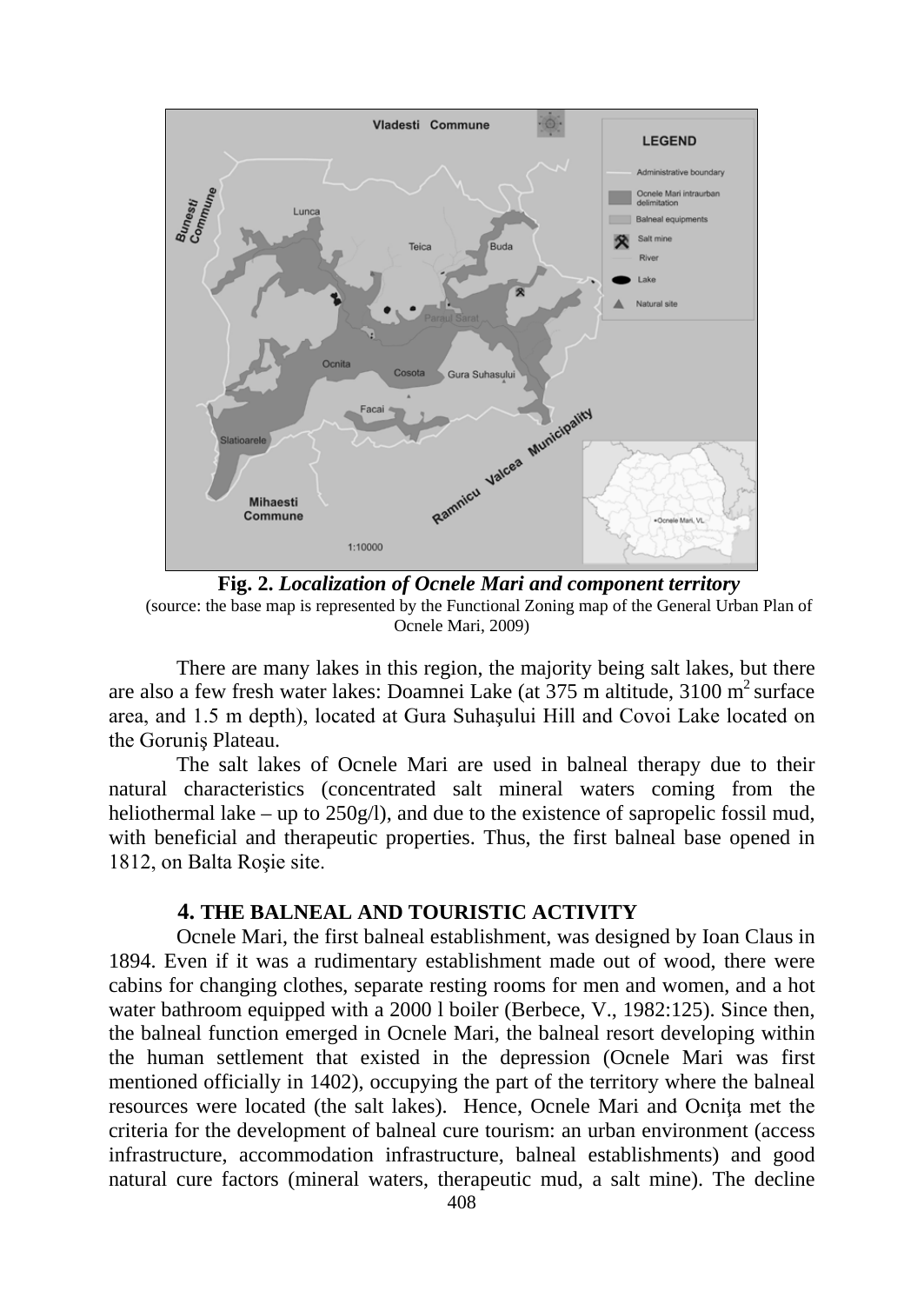**Fig. 2.** ***Localization of Ocnele Mari and component territory***
(source: the base map is represented by the Functional Zoning map of the General Urban Plan of Ocnele Mari, 2009)

There are many lakes in this region, the majority being salt lakes, but there are also a few fresh water lakes: Doamnei Lake (at 375 m altitude, 3100 $m^2$ surface area, and 1.5 m depth), located at Gura Suhaşului Hill and Covoi Lake located on the Goruniş Plateau.

The salt lakes of Ocnele Mari are used in balneal therapy due to their natural characteristics (concentrated salt mineral waters coming from the heliothermal lake – up to 250g/l), and due to the existence of sapropelic fossil mud, with beneficial and therapeutic properties. Thus, the first balneal base opened in 1812, on Balta Roşie site.

## 4. THE BALNEAL AND TOURISTIC ACTIVITY

Ocnele Mari, the first balneal establishment, was designed by Ioan Claus in 1894. Even if it was a rudimentary establishment made out of wood, there were cabins for changing clothes, separate resting rooms for men and women, and a hot water bathroom equipped with a 2000 l boiler (Berbece, V., 1982:125). Since then, the balneal function emerged in Ocnele Mari, the balneal resort developing within the human settlement that existed in the depression (Ocnele Mari was first mentioned officially in 1402), occupying the part of the territory where the balneal resources were located (the salt lakes). Hence, Ocnele Mari and Ocniţa met the criteria for the development of balneal cure tourism: an urban environment (access infrastructure, accommodation infrastructure, balneal establishments) and good natural cure factors (mineral waters, therapeutic mud, a salt mine). The decline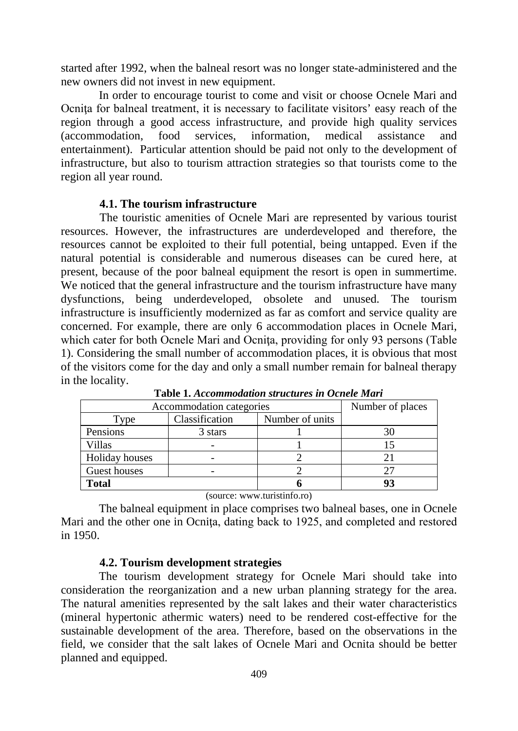started after 1992, when the balneal resort was no longer state-administered and the new owners did not invest in new equipment.

In order to encourage tourist to come and visit or choose Ocnele Mari and Ocniţa for balneal treatment, it is necessary to facilitate visitors' easy reach of the region through a good access infrastructure, and provide high quality services (accommodation, food services, information, medical assistance and entertainment). Particular attention should be paid not only to the development of infrastructure, but also to tourism attraction strategies so that tourists come to the region all year round.

### 4.1. The tourism infrastructure

The touristic amenities of Ocnele Mari are represented by various tourist resources. However, the infrastructures are underdeveloped and therefore, the resources cannot be exploited to their full potential, being untapped. Even if the natural potential is considerable and numerous diseases can be cured here, at present, because of the poor balneal equipment the resort is open in summertime. We noticed that the general infrastructure and the tourism infrastructure have many dysfunctions, being underdeveloped, obsolete and unused. The tourism infrastructure is insufficiently modernized as far as comfort and service quality are concerned. For example, there are only 6 accommodation places in Ocnele Mari, which cater for both Ocnele Mari and Ocniţa, providing for only 93 persons (Table 1). Considering the small number of accommodation places, it is obvious that most of the visitors come for the day and only a small number remain for balneal therapy in the locality.

**Table 1.** ***Accommodation structures in Ocnele Mari***

| Accommodation categories | | | Number of places |
|---|---|---|---|
| Type | Classification | Number of units | |
| Pensions | 3 stars | 1 | 30 |
| Villas | - | 1 | 15 |
| Holiday houses | - | 2 | 21 |
| Guest houses | - | 2 | 27 |
| **Total** | | **6** | **93** |

(source: www.turistinfo.ro)

The balneal equipment in place comprises two balneal bases, one in Ocnele Mari and the other one in Ocniţa, dating back to 1925, and completed and restored in 1950.

### 4.2. Tourism development strategies

The tourism development strategy for Ocnele Mari should take into consideration the reorganization and a new urban planning strategy for the area. The natural amenities represented by the salt lakes and their water characteristics (mineral hypertonic athermic waters) need to be rendered cost-effective for the sustainable development of the area. Therefore, based on the observations in the field, we consider that the salt lakes of Ocnele Mari and Ocnita should be better planned and equipped.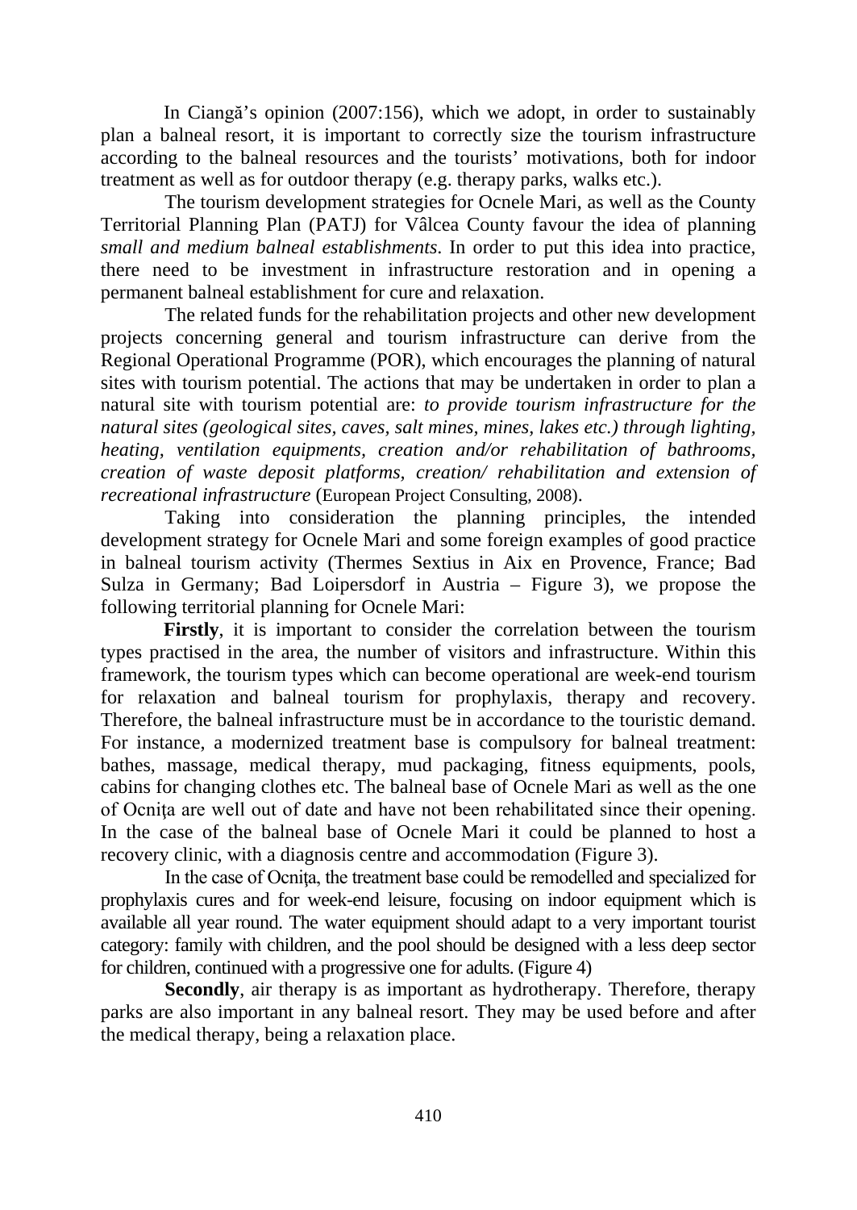In Ciangă's opinion (2007:156), which we adopt, in order to sustainably plan a balneal resort, it is important to correctly size the tourism infrastructure according to the balneal resources and the tourists' motivations, both for indoor treatment as well as for outdoor therapy (e.g. therapy parks, walks etc.).

The tourism development strategies for Ocnele Mari, as well as the County Territorial Planning Plan (PATJ) for Vâlcea County favour the idea of planning *small and medium balneal establishments*. In order to put this idea into practice, there need to be investment in infrastructure restoration and in opening a permanent balneal establishment for cure and relaxation.

The related funds for the rehabilitation projects and other new development projects concerning general and tourism infrastructure can derive from the Regional Operational Programme (POR), which encourages the planning of natural sites with tourism potential. The actions that may be undertaken in order to plan a natural site with tourism potential are: *to provide tourism infrastructure for the natural sites (geological sites, caves, salt mines, mines, lakes etc.) through lighting, heating, ventilation equipments, creation and/or rehabilitation of bathrooms, creation of waste deposit platforms, creation/ rehabilitation and extension of recreational infrastructure* (European Project Consulting, 2008).

Taking into consideration the planning principles, the intended development strategy for Ocnele Mari and some foreign examples of good practice in balneal tourism activity (Thermes Sextius in Aix en Provence, France; Bad Sulza in Germany; Bad Loipersdorf in Austria – Figure 3), we propose the following territorial planning for Ocnele Mari:

**Firstly**, it is important to consider the correlation between the tourism types practised in the area, the number of visitors and infrastructure. Within this framework, the tourism types which can become operational are week-end tourism for relaxation and balneal tourism for prophylaxis, therapy and recovery. Therefore, the balneal infrastructure must be in accordance to the touristic demand. For instance, a modernized treatment base is compulsory for balneal treatment: bathes, massage, medical therapy, mud packaging, fitness equipments, pools, cabins for changing clothes etc. The balneal base of Ocnele Mari as well as the one of Ocniţa are well out of date and have not been rehabilitated since their opening. In the case of the balneal base of Ocnele Mari it could be planned to host a recovery clinic, with a diagnosis centre and accommodation (Figure 3).

In the case of Ocniţa, the treatment base could be remodelled and specialized for prophylaxis cures and for week-end leisure, focusing on indoor equipment which is available all year round. The water equipment should adapt to a very important tourist category: family with children, and the pool should be designed with a less deep sector for children, continued with a progressive one for adults. (Figure 4)

**Secondly**, air therapy is as important as hydrotherapy. Therefore, therapy parks are also important in any balneal resort. They may be used before and after the medical therapy, being a relaxation place.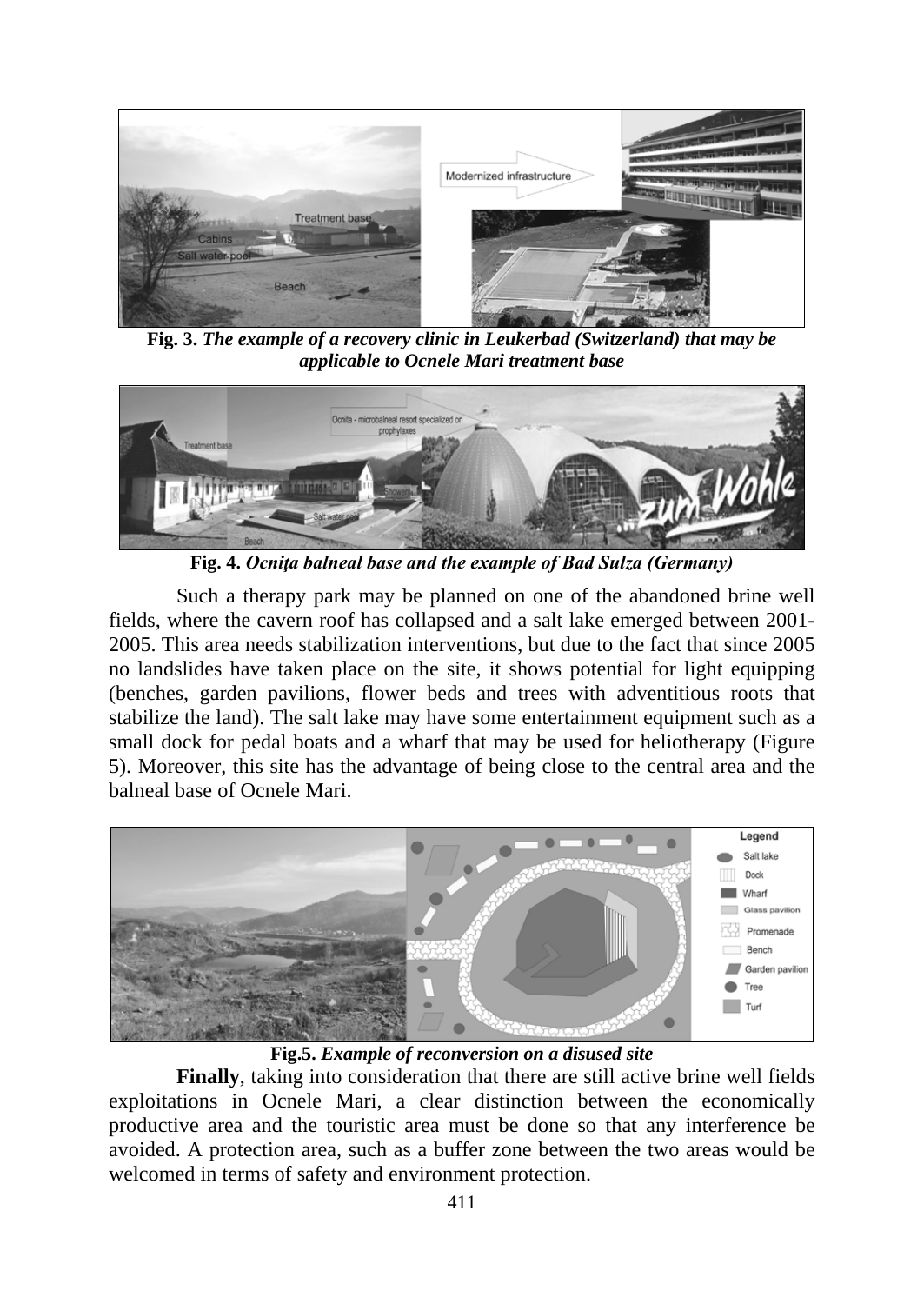**Fig. 3.** ***The example of a recovery clinic in Leukerbad (Switzerland) that may be applicable to Ocnele Mari treatment base***

**Fig. 4.** ***Ocnița balneal base and the example of Bad Sulza (Germany)***

Such a therapy park may be planned on one of the abandoned brine well fields, where the cavern roof has collapsed and a salt lake emerged between 2001-2005. This area needs stabilization interventions, but due to the fact that since 2005 no landslides have taken place on the site, it shows potential for light equipping (benches, garden pavilions, flower beds and trees with adventitious roots that stabilize the land). The salt lake may have some entertainment equipment such as a small dock for pedal boats and a wharf that may be used for heliotherapy (Figure 5). Moreover, this site has the advantage of being close to the central area and the balneal base of Ocnele Mari.

**Fig.5.** ***Example of reconversion on a disused site***

**Finally**, taking into consideration that there are still active brine well fields exploitations in Ocnele Mari, a clear distinction between the economically productive area and the touristic area must be done so that any interference be avoided. A protection area, such as a buffer zone between the two areas would be welcomed in terms of safety and environment protection.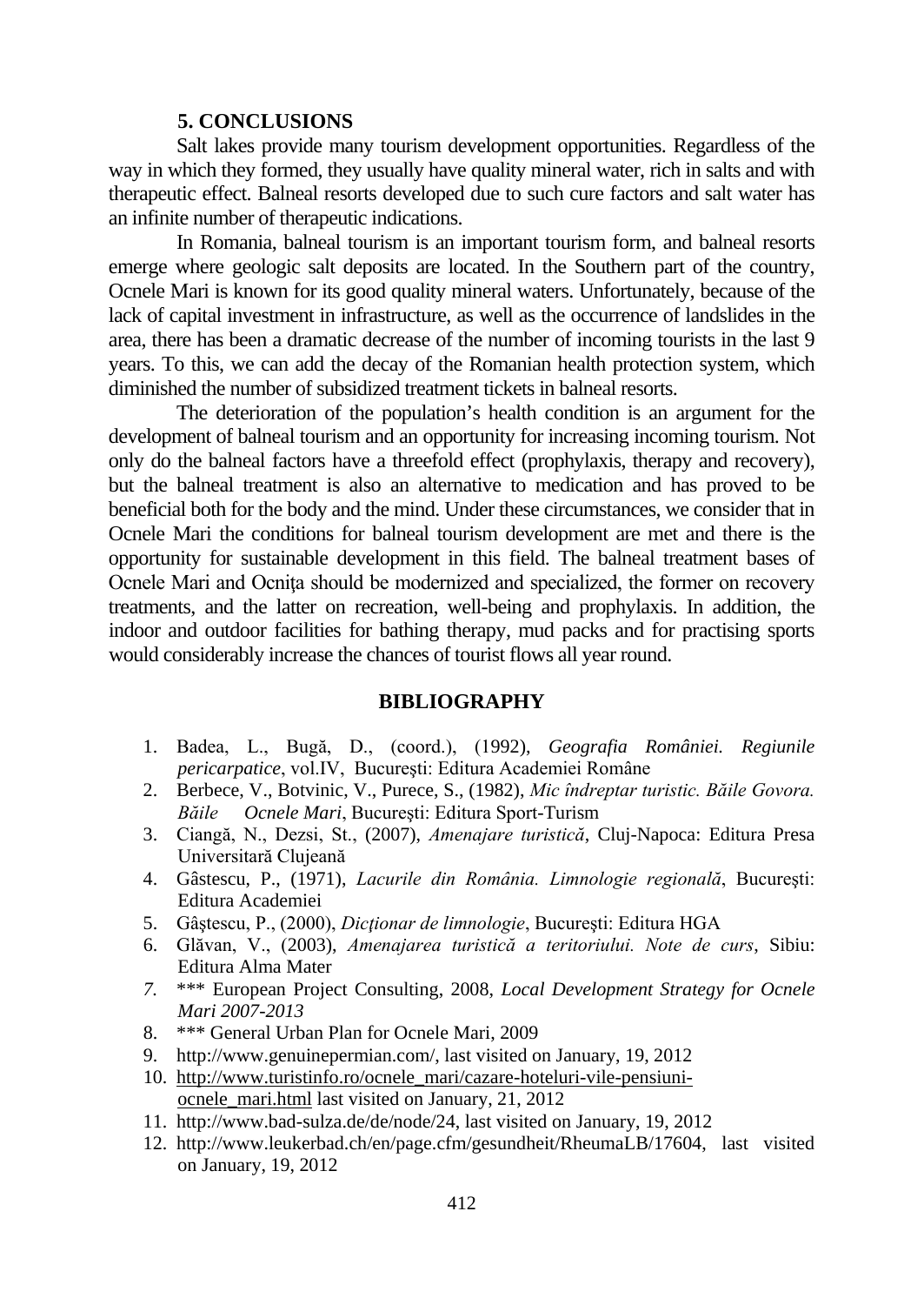## 5. CONCLUSIONS

Salt lakes provide many tourism development opportunities. Regardless of the way in which they formed, they usually have quality mineral water, rich in salts and with therapeutic effect. Balneal resorts developed due to such cure factors and salt water has an infinite number of therapeutic indications.

In Romania, balneal tourism is an important tourism form, and balneal resorts emerge where geologic salt deposits are located. In the Southern part of the country, Ocnele Mari is known for its good quality mineral waters. Unfortunately, because of the lack of capital investment in infrastructure, as well as the occurrence of landslides in the area, there has been a dramatic decrease of the number of incoming tourists in the last 9 years. To this, we can add the decay of the Romanian health protection system, which diminished the number of subsidized treatment tickets in balneal resorts.

The deterioration of the population's health condition is an argument for the development of balneal tourism and an opportunity for increasing incoming tourism. Not only do the balneal factors have a threefold effect (prophylaxis, therapy and recovery), but the balneal treatment is also an alternative to medication and has proved to be beneficial both for the body and the mind. Under these circumstances, we consider that in Ocnele Mari the conditions for balneal tourism development are met and there is the opportunity for sustainable development in this field. The balneal treatment bases of Ocnele Mari and Ocniţa should be modernized and specialized, the former on recovery treatments, and the latter on recreation, well-being and prophylaxis. In addition, the indoor and outdoor facilities for bathing therapy, mud packs and for practising sports would considerably increase the chances of tourist flows all year round.

## BIBLIOGRAPHY

1. Badea, L., Bugă, D., (coord.), (1992), *Geografia României. Regiunile pericarpatice*, vol.IV, București: Editura Academiei Române
2. Berbece, V., Botvinic, V., Purece, S., (1982), *Mic îndreptar turistic. Băile Govora. Băile Ocnele Mari*, Bucureşti: Editura Sport-Turism
3. Ciangă, N., Dezsi, St., (2007), *Amenajare turistică*, Cluj-Napoca: Editura Presa Universitară Clujeană
4. Gâstescu, P., (1971), *Lacurile din România. Limnologie regională*, Bucureşti: Editura Academiei
5. Gâştescu, P., (2000), *Dicţionar de limnologie*, Bucureşti: Editura HGA
6. Glăvan, V., (2003), *Amenajarea turistică a teritoriului. Note de curs*, Sibiu: Editura Alma Mater
7. *** European Project Consulting, 2008, *Local Development Strategy for Ocnele Mari 2007-2013*
8. *** General Urban Plan for Ocnele Mari, 2009
9. http://www.genuinepermian.com/, last visited on January, 19, 2012
10. http://www.turistinfo.ro/ocnele_mari/cazare-hoteluri-vile-pensiuni-ocnele_mari.html last visited on January, 21, 2012
11. http://www.bad-sulza.de/de/node/24, last visited on January, 19, 2012
12. http://www.leukerbad.ch/en/page.cfm/gesundheit/RheumaLB/17604, last visited on January, 19, 2012